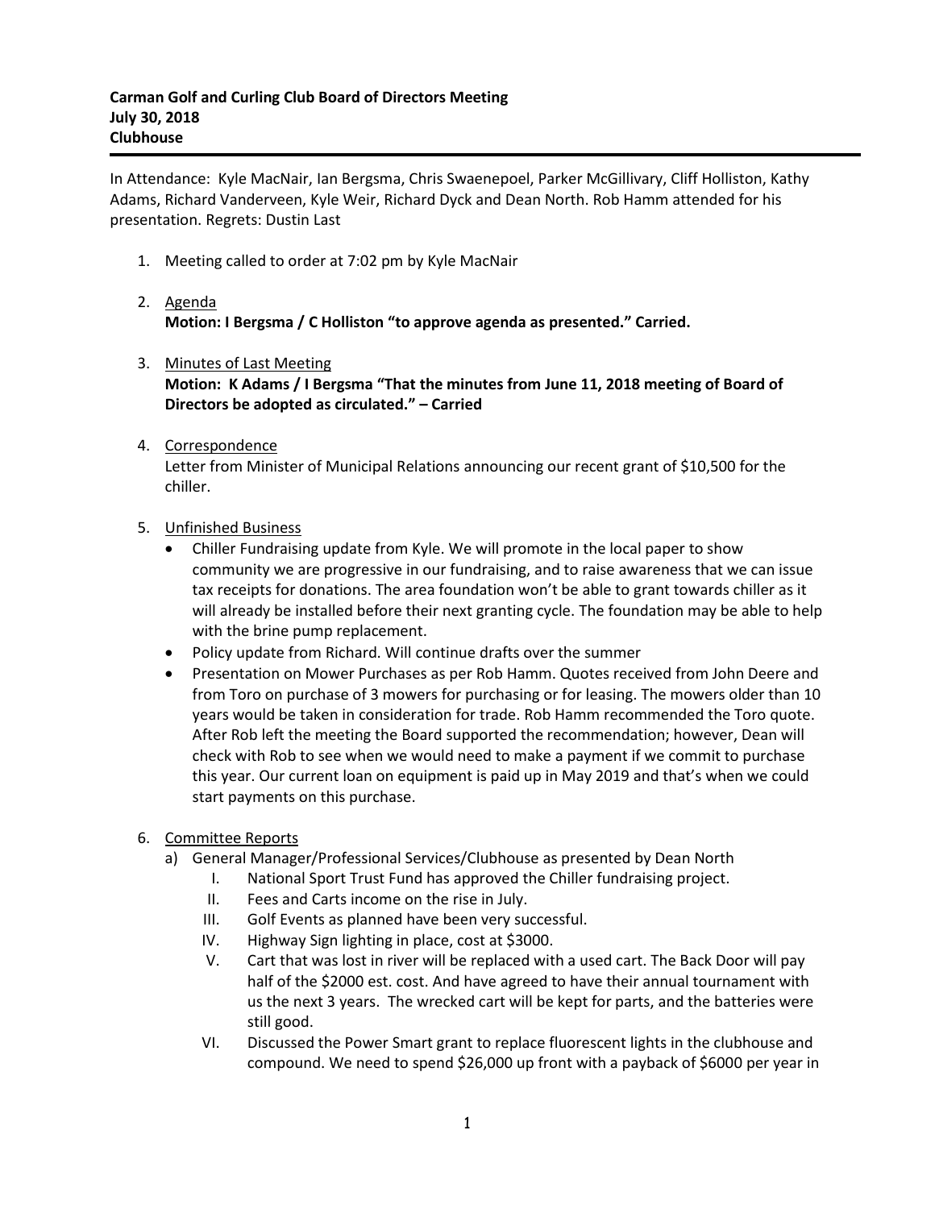**Carman Golf and Curling Club Board of Directors Meeting**
**July 30, 2018**
**Clubhouse**

In Attendance: Kyle MacNair, Ian Bergsma, Chris Swaenepoel, Parker McGillivary, Cliff Holliston, Kathy Adams, Richard Vanderveen, Kyle Weir, Richard Dyck and Dean North. Rob Hamm attended for his presentation. Regrets: Dustin Last

1. Meeting called to order at 7:02 pm by Kyle MacNair

2. Agenda
   **Motion: I Bergsma / C Holliston "to approve agenda as presented." Carried.**

3. Minutes of Last Meeting
   **Motion: K Adams / I Bergsma "That the minutes from June 11, 2018 meeting of Board of Directors be adopted as circulated." – Carried**

4. Correspondence
   Letter from Minister of Municipal Relations announcing our recent grant of $10,500 for the chiller.

5. Unfinished Business
   - Chiller Fundraising update from Kyle. We will promote in the local paper to show community we are progressive in our fundraising, and to raise awareness that we can issue tax receipts for donations. The area foundation won't be able to grant towards chiller as it will already be installed before their next granting cycle. The foundation may be able to help with the brine pump replacement.
   - Policy update from Richard. Will continue drafts over the summer
   - Presentation on Mower Purchases as per Rob Hamm. Quotes received from John Deere and from Toro on purchase of 3 mowers for purchasing or for leasing. The mowers older than 10 years would be taken in consideration for trade. Rob Hamm recommended the Toro quote. After Rob left the meeting the Board supported the recommendation; however, Dean will check with Rob to see when we would need to make a payment if we commit to purchase this year. Our current loan on equipment is paid up in May 2019 and that's when we could start payments on this purchase.

6. Committee Reports
   a) General Manager/Professional Services/Clubhouse as presented by Dean North
      I. National Sport Trust Fund has approved the Chiller fundraising project.
      II. Fees and Carts income on the rise in July.
      III. Golf Events as planned have been very successful.
      IV. Highway Sign lighting in place, cost at $3000.
      V. Cart that was lost in river will be replaced with a used cart. The Back Door will pay half of the $2000 est. cost. And have agreed to have their annual tournament with us the next 3 years. The wrecked cart will be kept for parts, and the batteries were still good.
      VI. Discussed the Power Smart grant to replace fluorescent lights in the clubhouse and compound. We need to spend $26,000 up front with a payback of $6000 per year in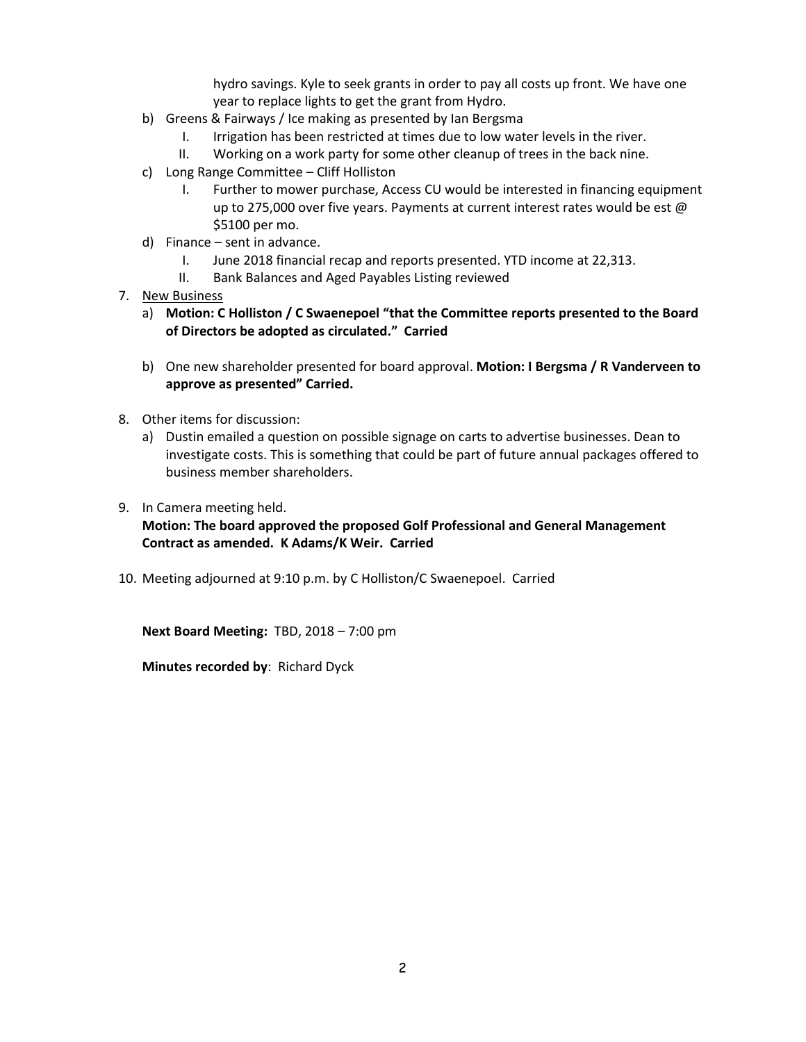hydro savings. Kyle to seek grants in order to pay all costs up front. We have one year to replace lights to get the grant from Hydro.

b) Greens & Fairways / Ice making as presented by Ian Bergsma
   I. Irrigation has been restricted at times due to low water levels in the river.
   II. Working on a work party for some other cleanup of trees in the back nine.
c) Long Range Committee – Cliff Holliston
   I. Further to mower purchase, Access CU would be interested in financing equipment up to 275,000 over five years. Payments at current interest rates would be est @ $5100 per mo.
d) Finance – sent in advance.
   I. June 2018 financial recap and reports presented. YTD income at 22,313.
   II. Bank Balances and Aged Payables Listing reviewed

7. <u>New Business</u>
   a) **Motion: C Holliston / C Swaenepoel "that the Committee reports presented to the Board of Directors be adopted as circulated." Carried**
   b) One new shareholder presented for board approval. **Motion: I Bergsma / R Vanderveen to approve as presented" Carried.**

8. Other items for discussion:
   a) Dustin emailed a question on possible signage on carts to advertise businesses. Dean to investigate costs. This is something that could be part of future annual packages offered to business member shareholders.

9. In Camera meeting held.
   **Motion: The board approved the proposed Golf Professional and General Management Contract as amended. K Adams/K Weir. Carried**

10. Meeting adjourned at 9:10 p.m. by C Holliston/C Swaenepoel. Carried

**Next Board Meeting:** TBD, 2018 – 7:00 pm

**Minutes recorded by**: Richard Dyck